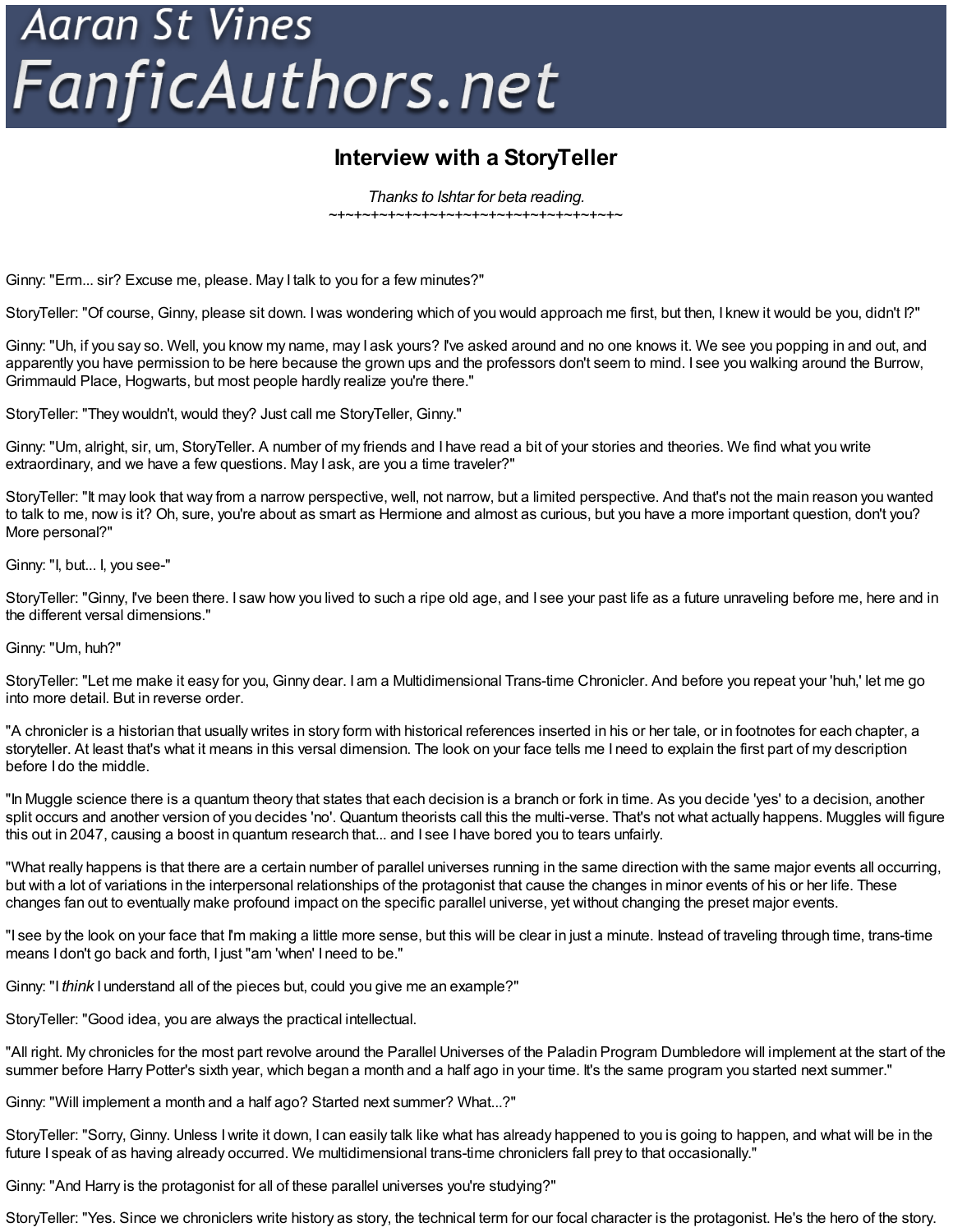# Interview with a StoryTeller

*Thanks to Ishtar for beta reading.*

~+~+~+~+~+~+~+~+~+~+~+~+~+~+~+~+~+~+~+~+~

Ginny: "Erm... sir? Excuse me, please. May I talk to you for a few minutes?"

StoryTeller: "Of course, Ginny, please sit down. I was wondering which of you would approach me first, but then, I knew it would be you, didn't I?"

Ginny: "Uh, if you say so. Well, you know my name, may I ask yours? I've asked around and no one knows it. We see you popping in and out, and apparently you have permission to be here because the grown ups and the professors don't seem to mind. I see you walking around the Burrow, Grimmauld Place, Hogwarts, but most people hardly realize you're there."

StoryTeller: "They wouldn't, would they? Just call me StoryTeller, Ginny."

Ginny: "Um, alright, sir, um, StoryTeller. A number of my friends and I have read a bit of your stories and theories. We find what you write extraordinary, and we have a few questions. May I ask, are you a time traveler?"

StoryTeller: "It may look that way from a narrow perspective, well, not narrow, but a limited perspective. And that's not the main reason you wanted to talk to me, now is it? Oh, sure, you're about as smart as Hermione and almost as curious, but you have a more important question, don't you? More personal?"

Ginny: "I, but... I, you see-"

StoryTeller: "Ginny, I've been there. I saw how you lived to such a ripe old age, and I see your past life as a future unraveling before me, here and in the different versal dimensions."

Ginny: "Um, huh?"

StoryTeller: "Let me make it easy for you, Ginny dear. I am a Multidimensional Trans-time Chronicler. And before you repeat your 'huh,' let me go into more detail. But in reverse order.

"A chronicler is a historian that usually writes in story form with historical references inserted in his or her tale, or in footnotes for each chapter, a storyteller. At least that's what it means in this versal dimension. The look on your face tells me I need to explain the first part of my description before I do the middle.

"In Muggle science there is a quantum theory that states that each decision is a branch or fork in time. As you decide 'yes' to a decision, another split occurs and another version of you decides 'no'. Quantum theorists call this the multi-verse. That's not what actually happens. Muggles will figure this out in 2047, causing a boost in quantum research that... and I see I have bored you to tears unfairly.

"What really happens is that there are a certain number of parallel universes running in the same direction with the same major events all occurring, but with a lot of variations in the interpersonal relationships of the protagonist that cause the changes in minor events of his or her life. These changes fan out to eventually make profound impact on the specific parallel universe, yet without changing the preset major events.

"I see by the look on your face that I'm making a little more sense, but this will be clear in just a minute. Instead of traveling through time, trans-time means I don't go back and forth, I just "am 'when' I need to be."

Ginny: "I *think* I understand all of the pieces but, could you give me an example?"

StoryTeller: "Good idea, you are always the practical intellectual.

"All right. My chronicles for the most part revolve around the Parallel Universes of the Paladin Program Dumbledore will implement at the start of the summer before Harry Potter's sixth year, which began a month and a half ago in your time. It's the same program you started next summer."

Ginny: "Will implement a month and a half ago? Started next summer? What...?"

StoryTeller: "Sorry, Ginny. Unless I write it down, I can easily talk like what has already happened to you is going to happen, and what will be in the future I speak of as having already occurred. We multidimensional trans-time chroniclers fall prey to that occasionally."

Ginny: "And Harry is the protagonist for all of these parallel universes you're studying?"

StoryTeller: "Yes. Since we chroniclers write history as story, the technical term for our focal character is the protagonist. He's the hero of the story.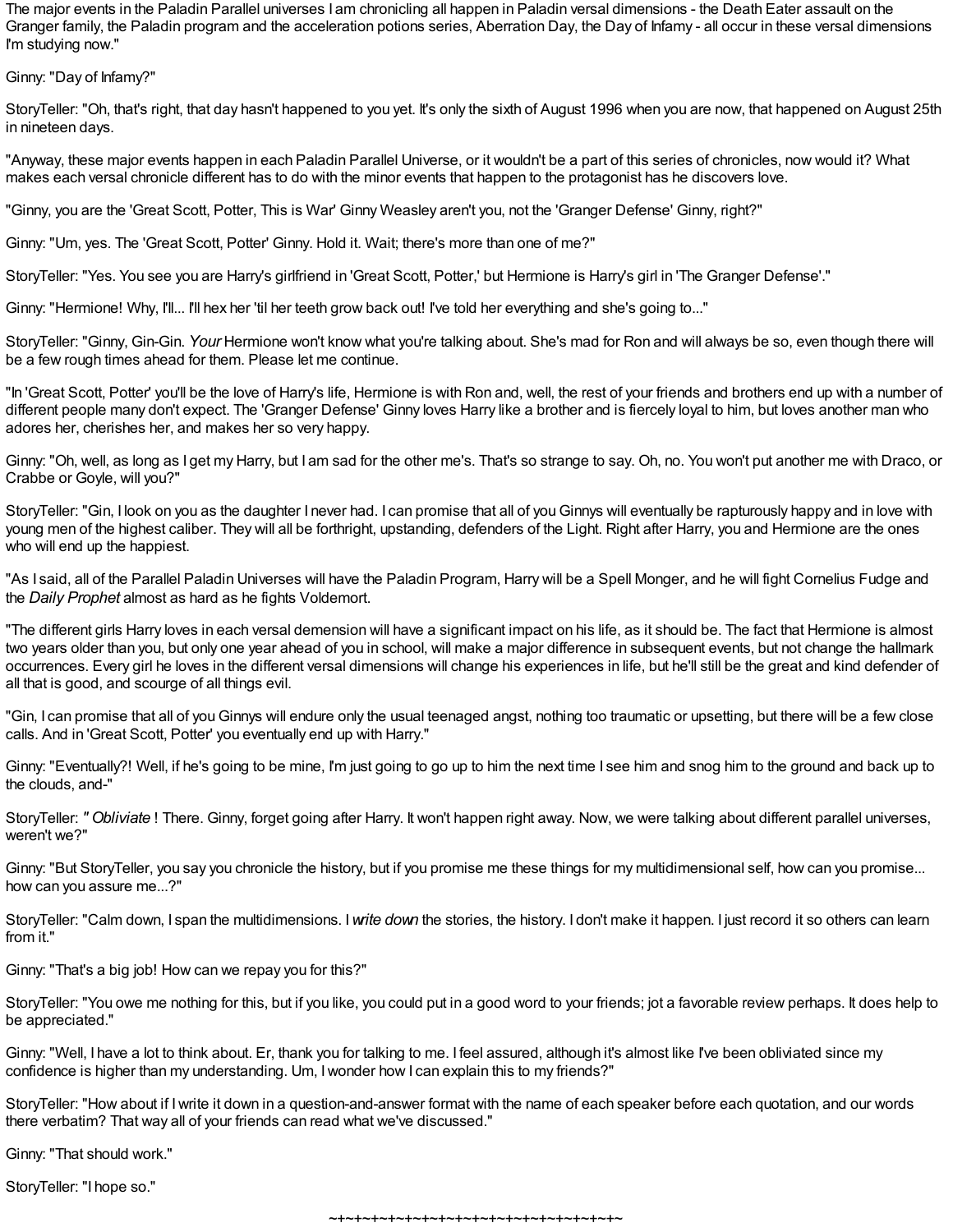The major events in the Paladin Parallel universes I am chronicling all happen in Paladin versal dimensions - the Death Eater assault on the Granger family, the Paladin program and the acceleration potions series, Aberration Day, the Day of Infamy - all occur in these versal dimensions I'm studying now."

Ginny: "Day of Infamy?"

StoryTeller: "Oh, that's right, that day hasn't happened to you yet. It's only the sixth of August 1996 when you are now, that happened on August 25th in nineteen days.

"Anyway, these major events happen in each Paladin Parallel Universe, or it wouldn't be a part of this series of chronicles, now would it? What makes each versal chronicle different has to do with the minor events that happen to the protagonist has he discovers love.

"Ginny, you are the 'Great Scott, Potter, This is War' Ginny Weasley aren't you, not the 'Granger Defense' Ginny, right?"

Ginny: "Um, yes. The 'Great Scott, Potter' Ginny. Hold it. Wait; there's more than one of me?"

StoryTeller: "Yes. You see you are Harry's girlfriend in 'Great Scott, Potter,' but Hermione is Harry's girl in 'The Granger Defense'."

Ginny: "Hermione! Why, I'll... I'll hex her 'til her teeth grow back out! I've told her everything and she's going to..."

StoryTeller: "Ginny, Gin-Gin. *Your* Hermione won't know what you're talking about. She's mad for Ron and will always be so, even though there will be a few rough times ahead for them. Please let me continue.

"In 'Great Scott, Potter' you'll be the love of Harry's life, Hermione is with Ron and, well, the rest of your friends and brothers end up with a number of different people many don't expect. The 'Granger Defense' Ginny loves Harry like a brother and is fiercely loyal to him, but loves another man who adores her, cherishes her, and makes her so very happy.

Ginny: "Oh, well, as long as I get my Harry, but I am sad for the other me's. That's so strange to say. Oh, no. You won't put another me with Draco, or Crabbe or Goyle, will you?"

StoryTeller: "Gin, I look on you as the daughter I never had. I can promise that all of you Ginnys will eventually be rapturously happy and in love with young men of the highest caliber. They will all be forthright, upstanding, defenders of the Light. Right after Harry, you and Hermione are the ones who will end up the happiest.

"As I said, all of the Parallel Paladin Universes will have the Paladin Program, Harry will be a Spell Monger, and he will fight Cornelius Fudge and the *Daily Prophet* almost as hard as he fights Voldemort.

"The different girls Harry loves in each versal demension will have a significant impact on his life, as it should be. The fact that Hermione is almost two years older than you, but only one year ahead of you in school, will make a major difference in subsequent events, but not change the hallmark occurrences. Every girl he loves in the different versal dimensions will change his experiences in life, but he'll still be the great and kind defender of all that is good, and scourge of all things evil.

"Gin, I can promise that all of you Ginnys will endure only the usual teenaged angst, nothing too traumatic or upsetting, but there will be a few close calls. And in 'Great Scott, Potter' you eventually end up with Harry."

Ginny: "Eventually?! Well, if he's going to be mine, I'm just going to go up to him the next time I see him and snog him to the ground and back up to the clouds, and-"

StoryTeller: "*Obliviate*! There. Ginny, forget going after Harry. It won't happen right away. Now, we were talking about different parallel universes, weren't we?"

Ginny: "But StoryTeller, you say you chronicle the history, but if you promise me these things for my multidimensional self, how can you promise... how can you assure me...?"

StoryTeller: "Calm down, I span the multidimensions. I *write down* the stories, the history. I don't make it happen. I just record it so others can learn from it."

Ginny: "That's a big job! How can we repay you for this?"

StoryTeller: "You owe me nothing for this, but if you like, you could put in a good word to your friends; jot a favorable review perhaps. It does help to be appreciated."

Ginny: "Well, I have a lot to think about. Er, thank you for talking to me. I feel assured, although it's almost like I've been obliviated since my confidence is higher than my understanding. Um, I wonder how I can explain this to my friends?"

StoryTeller: "How about if I write it down in a question-and-answer format with the name of each speaker before each quotation, and our words there verbatim? That way all of your friends can read what we've discussed."

Ginny: "That should work."

StoryTeller: "I hope so."

~+~+~+~+~+~+~+~+~+~+~+~+~+~+~+~+~+~+~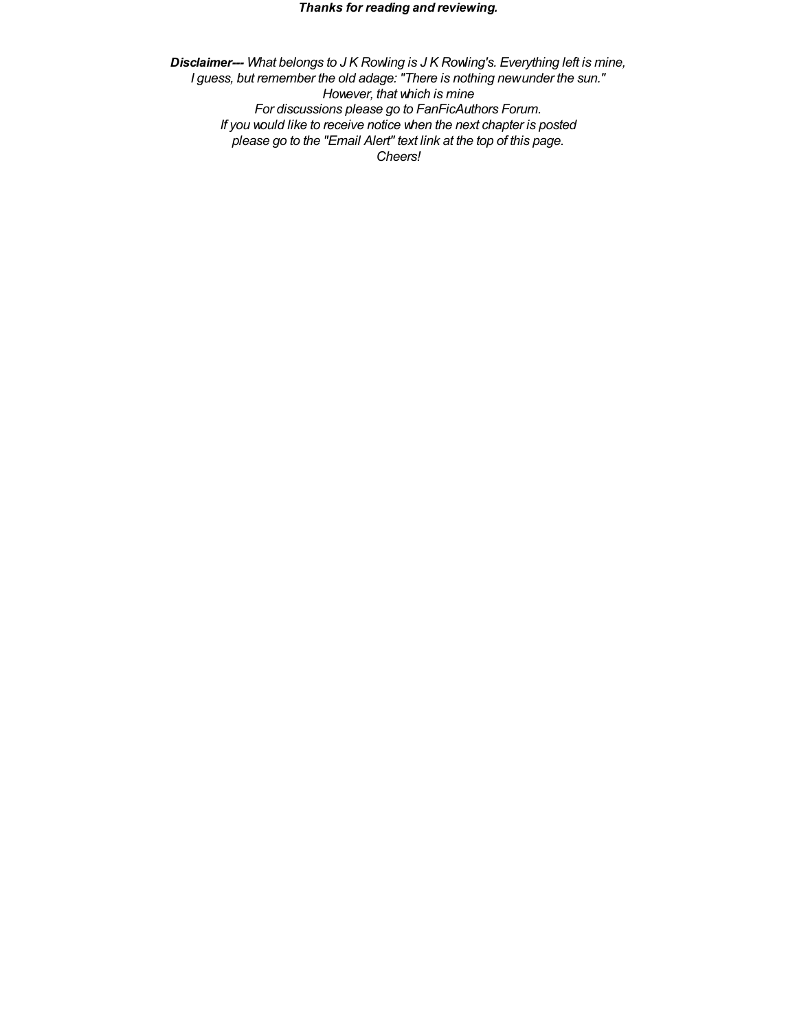***Thanks for reading and reviewing.***

***Disclaimer---*** *What belongs to J K Rowling is J K Rowling's. Everything left is mine,*
*I guess, but remember the old adage: "There is nothing newunder the sun."*
*However, that which is mine*
*For discussions please go to FanFicAuthors Forum.*
*If you would like to receive notice when the next chapter is posted*
*please go to the "Email Alert" text link at the top of this page.*
*Cheers!*